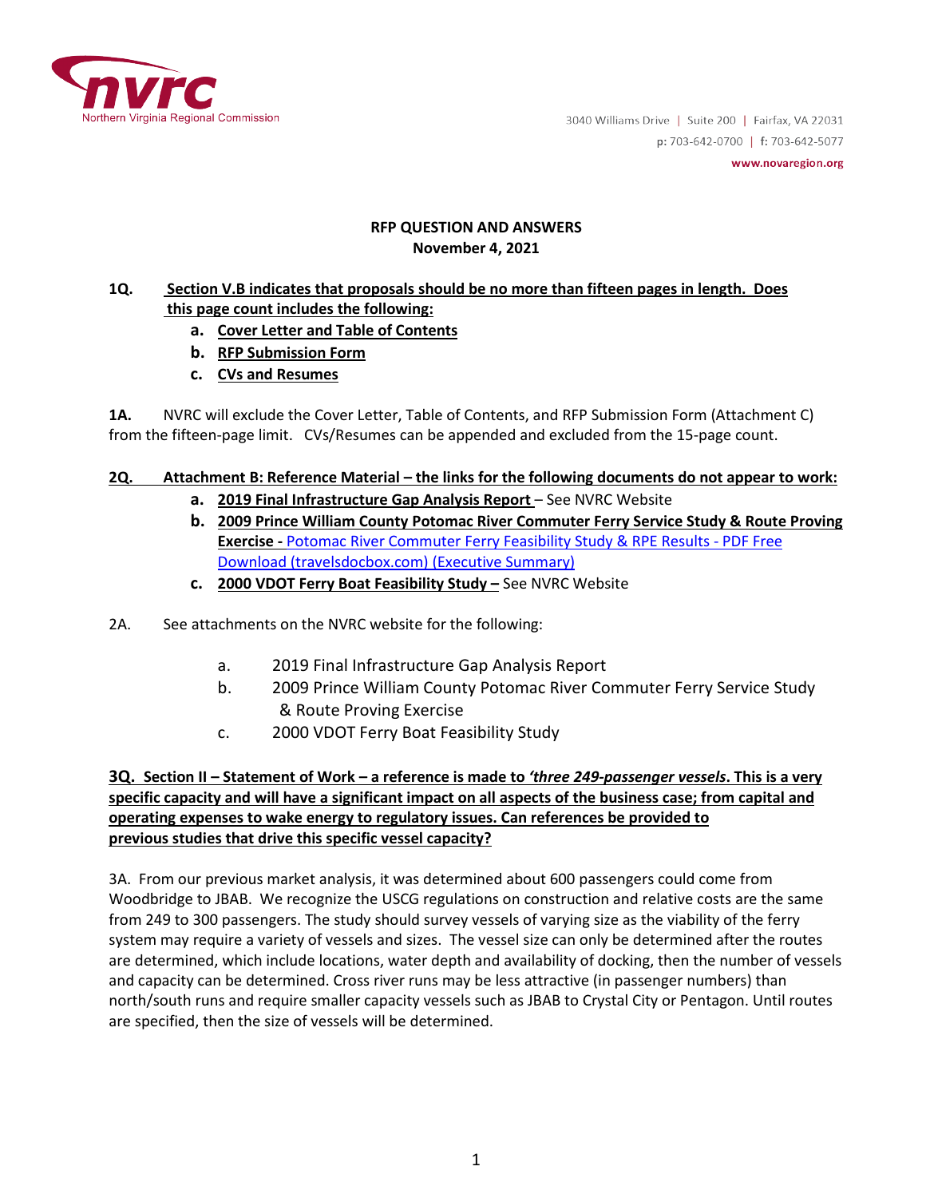Northern Virginia Regional Commission

3040 Williams Drive | Suite 200 | Fairfax, VA 22031
p: 703-642-0700 | f: 703-642-5077
www.novaregion.org

**RFP QUESTION AND ANSWERS**
**November 4, 2021**

**1Q. Section V.B indicates that proposals should be no more than fifteen pages in length. Does this page count includes the following:**

- **a. Cover Letter and Table of Contents**
- **b. RFP Submission Form**
- **c. CVs and Resumes**

**1A.** NVRC will exclude the Cover Letter, Table of Contents, and RFP Submission Form (Attachment C) from the fifteen-page limit. CVs/Resumes can be appended and excluded from the 15-page count.

**2Q. Attachment B: Reference Material – the links for the following documents do not appear to work:**

- **a. 2019 Final Infrastructure Gap Analysis Report** – See NVRC Website
- **b. 2009 Prince William County Potomac River Commuter Ferry Service Study & Route Proving Exercise -** Potomac River Commuter Ferry Feasibility Study & RPE Results - PDF Free Download (travelsdocbox.com) (Executive Summary)
- **c. 2000 VDOT Ferry Boat Feasibility Study –** See NVRC Website

2A. See attachments on the NVRC website for the following:

- a. 2019 Final Infrastructure Gap Analysis Report
- b. 2009 Prince William County Potomac River Commuter Ferry Service Study & Route Proving Exercise
- c. 2000 VDOT Ferry Boat Feasibility Study

**3Q. Section II – Statement of Work – a reference is made to *'three 249-passenger vessels*. This is a very specific capacity and will have a significant impact on all aspects of the business case; from capital and operating expenses to wake energy to regulatory issues. Can references be provided to previous studies that drive this specific vessel capacity?**

3A. From our previous market analysis, it was determined about 600 passengers could come from Woodbridge to JBAB. We recognize the USCG regulations on construction and relative costs are the same from 249 to 300 passengers. The study should survey vessels of varying size as the viability of the ferry system may require a variety of vessels and sizes. The vessel size can only be determined after the routes are determined, which include locations, water depth and availability of docking, then the number of vessels and capacity can be determined. Cross river runs may be less attractive (in passenger numbers) than north/south runs and require smaller capacity vessels such as JBAB to Crystal City or Pentagon. Until routes are specified, then the size of vessels will be determined.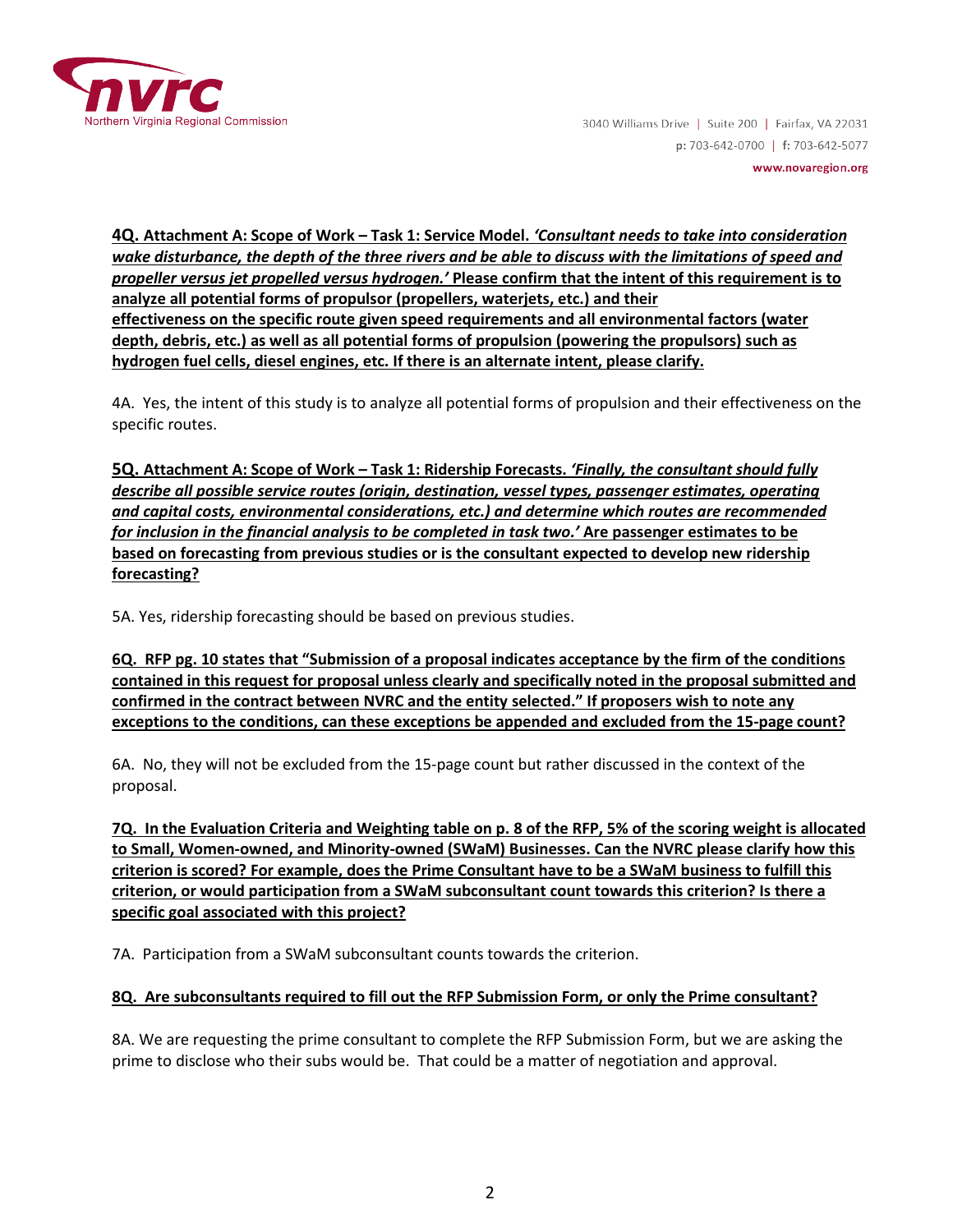**4Q. Attachment A: Scope of Work – Task 1: Service Model.** ***'Consultant needs to take into consideration wake disturbance, the depth of the three rivers and be able to discuss with the limitations of speed and propeller versus jet propelled versus hydrogen.'*** **Please confirm that the intent of this requirement is to analyze all potential forms of propulsor (propellers, waterjets, etc.) and their effectiveness on the specific route given speed requirements and all environmental factors (water depth, debris, etc.) as well as all potential forms of propulsion (powering the propulsors) such as hydrogen fuel cells, diesel engines, etc. If there is an alternate intent, please clarify.**

4A. Yes, the intent of this study is to analyze all potential forms of propulsion and their effectiveness on the specific routes.

**5Q. Attachment A: Scope of Work – Task 1: Ridership Forecasts.** ***'Finally, the consultant should fully describe all possible service routes (origin, destination, vessel types, passenger estimates, operating and capital costs, environmental considerations, etc.) and determine which routes are recommended for inclusion in the financial analysis to be completed in task two.'*** **Are passenger estimates to be based on forecasting from previous studies or is the consultant expected to develop new ridership forecasting?**

5A. Yes, ridership forecasting should be based on previous studies.

**6Q. RFP pg. 10 states that "Submission of a proposal indicates acceptance by the firm of the conditions contained in this request for proposal unless clearly and specifically noted in the proposal submitted and confirmed in the contract between NVRC and the entity selected." If proposers wish to note any exceptions to the conditions, can these exceptions be appended and excluded from the 15-page count?**

6A. No, they will not be excluded from the 15-page count but rather discussed in the context of the proposal.

**7Q. In the Evaluation Criteria and Weighting table on p. 8 of the RFP, 5% of the scoring weight is allocated to Small, Women-owned, and Minority-owned (SWaM) Businesses. Can the NVRC please clarify how this criterion is scored? For example, does the Prime Consultant have to be a SWaM business to fulfill this criterion, or would participation from a SWaM subconsultant count towards this criterion? Is there a specific goal associated with this project?**

7A. Participation from a SWaM subconsultant counts towards the criterion.

**8Q. Are subconsultants required to fill out the RFP Submission Form, or only the Prime consultant?**

8A. We are requesting the prime consultant to complete the RFP Submission Form, but we are asking the prime to disclose who their subs would be. That could be a matter of negotiation and approval.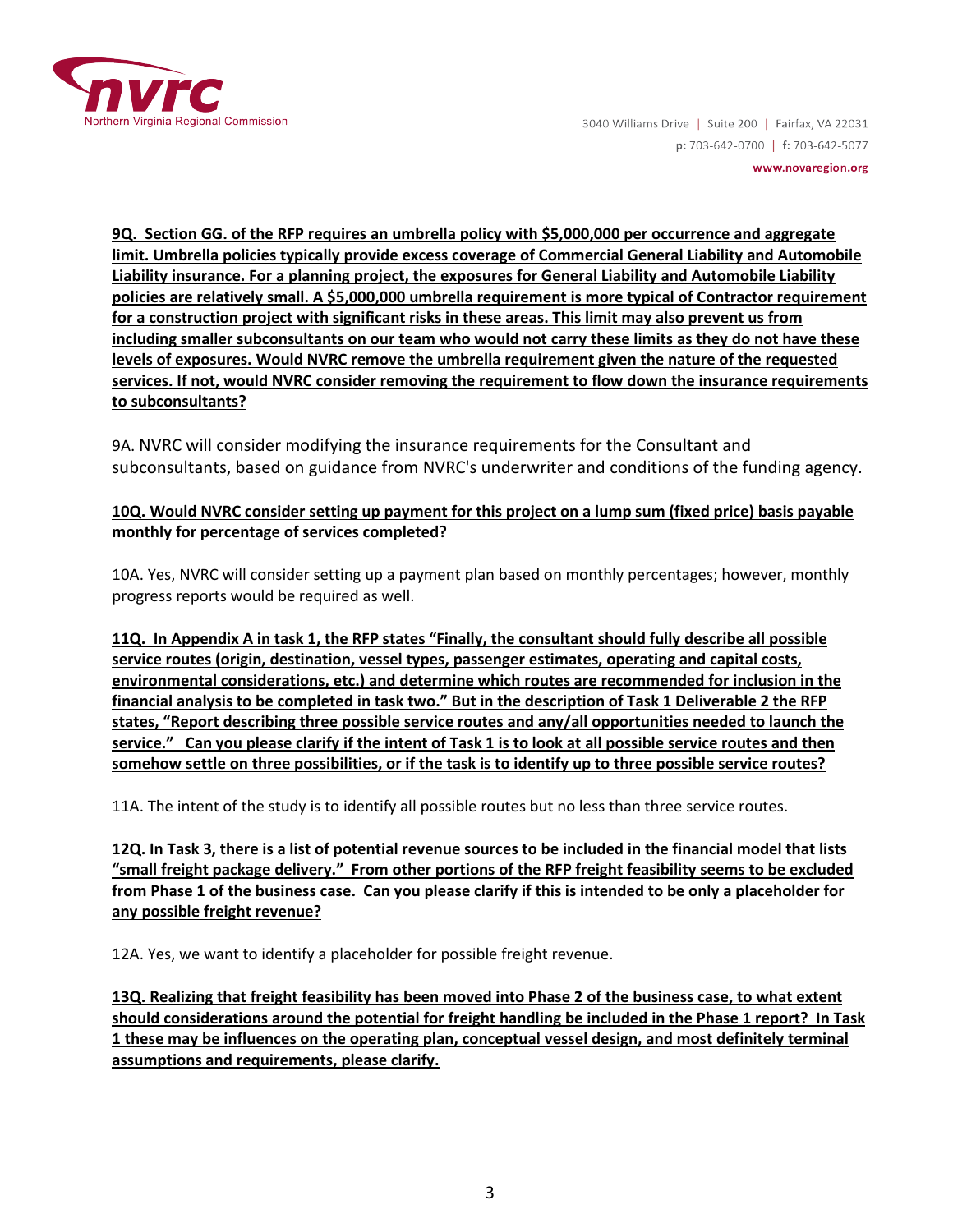**9Q. Section GG. of the RFP requires an umbrella policy with $5,000,000 per occurrence and aggregate limit. Umbrella policies typically provide excess coverage of Commercial General Liability and Automobile Liability insurance. For a planning project, the exposures for General Liability and Automobile Liability policies are relatively small. A $5,000,000 umbrella requirement is more typical of Contractor requirement for a construction project with significant risks in these areas. This limit may also prevent us from including smaller subconsultants on our team who would not carry these limits as they do not have these levels of exposures. Would NVRC remove the umbrella requirement given the nature of the requested services. If not, would NVRC consider removing the requirement to flow down the insurance requirements to subconsultants?**

9A. NVRC will consider modifying the insurance requirements for the Consultant and subconsultants, based on guidance from NVRC's underwriter and conditions of the funding agency.

**10Q. Would NVRC consider setting up payment for this project on a lump sum (fixed price) basis payable monthly for percentage of services completed?**

10A. Yes, NVRC will consider setting up a payment plan based on monthly percentages; however, monthly progress reports would be required as well.

**11Q. In Appendix A in task 1, the RFP states "Finally, the consultant should fully describe all possible service routes (origin, destination, vessel types, passenger estimates, operating and capital costs, environmental considerations, etc.) and determine which routes are recommended for inclusion in the financial analysis to be completed in task two." But in the description of Task 1 Deliverable 2 the RFP states, "Report describing three possible service routes and any/all opportunities needed to launch the service." Can you please clarify if the intent of Task 1 is to look at all possible service routes and then somehow settle on three possibilities, or if the task is to identify up to three possible service routes?**

11A. The intent of the study is to identify all possible routes but no less than three service routes.

**12Q. In Task 3, there is a list of potential revenue sources to be included in the financial model that lists "small freight package delivery." From other portions of the RFP freight feasibility seems to be excluded from Phase 1 of the business case. Can you please clarify if this is intended to be only a placeholder for any possible freight revenue?**

12A. Yes, we want to identify a placeholder for possible freight revenue.

**13Q. Realizing that freight feasibility has been moved into Phase 2 of the business case, to what extent should considerations around the potential for freight handling be included in the Phase 1 report? In Task 1 these may be influences on the operating plan, conceptual vessel design, and most definitely terminal assumptions and requirements, please clarify.**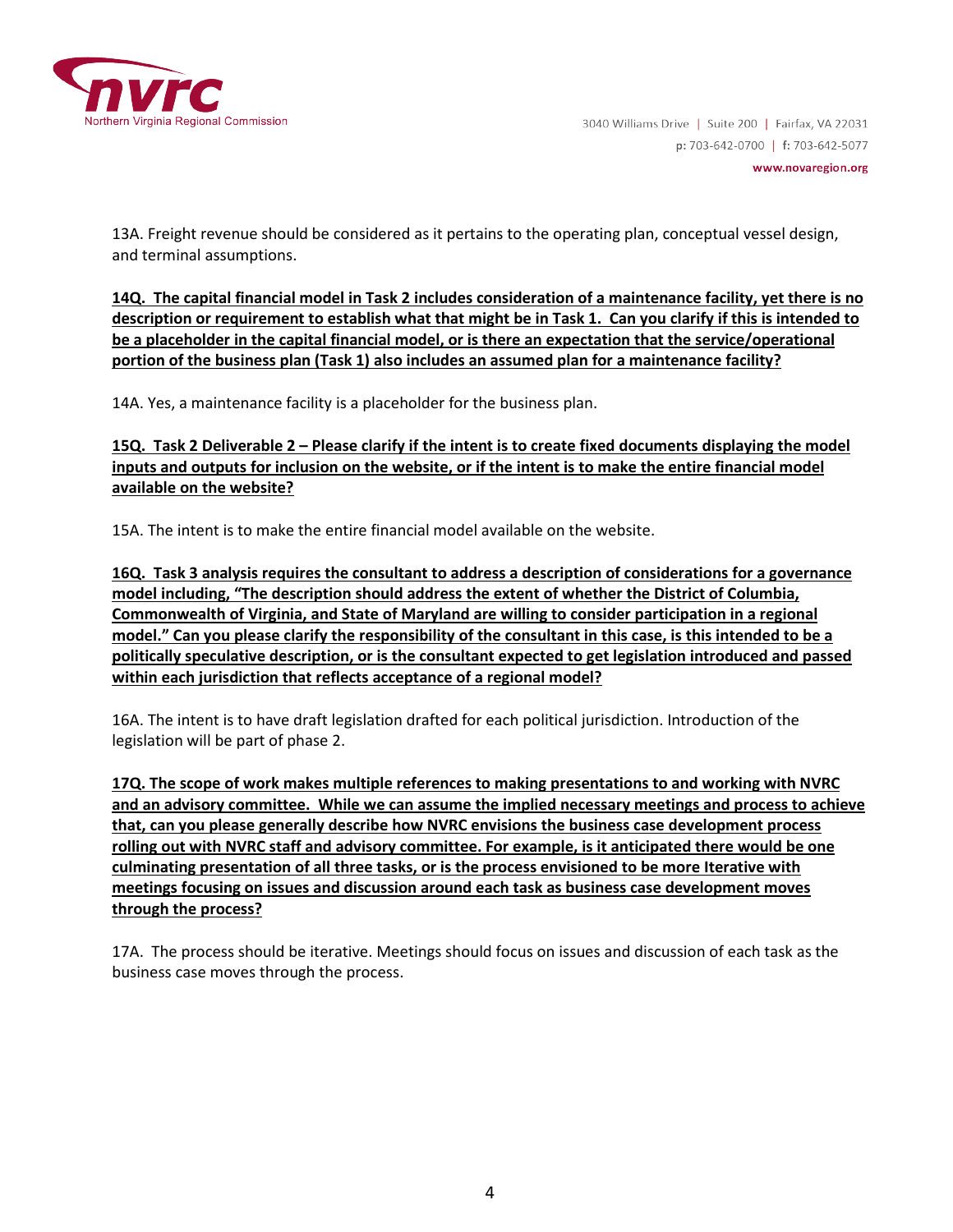13A. Freight revenue should be considered as it pertains to the operating plan, conceptual vessel design, and terminal assumptions.

**14Q. The capital financial model in Task 2 includes consideration of a maintenance facility, yet there is no description or requirement to establish what that might be in Task 1. Can you clarify if this is intended to be a placeholder in the capital financial model, or is there an expectation that the service/operational portion of the business plan (Task 1) also includes an assumed plan for a maintenance facility?**

14A. Yes, a maintenance facility is a placeholder for the business plan.

**15Q. Task 2 Deliverable 2 – Please clarify if the intent is to create fixed documents displaying the model inputs and outputs for inclusion on the website, or if the intent is to make the entire financial model available on the website?**

15A. The intent is to make the entire financial model available on the website.

**16Q. Task 3 analysis requires the consultant to address a description of considerations for a governance model including, "The description should address the extent of whether the District of Columbia, Commonwealth of Virginia, and State of Maryland are willing to consider participation in a regional model." Can you please clarify the responsibility of the consultant in this case, is this intended to be a politically speculative description, or is the consultant expected to get legislation introduced and passed within each jurisdiction that reflects acceptance of a regional model?**

16A. The intent is to have draft legislation drafted for each political jurisdiction. Introduction of the legislation will be part of phase 2.

**17Q. The scope of work makes multiple references to making presentations to and working with NVRC and an advisory committee. While we can assume the implied necessary meetings and process to achieve that, can you please generally describe how NVRC envisions the business case development process rolling out with NVRC staff and advisory committee. For example, is it anticipated there would be one culminating presentation of all three tasks, or is the process envisioned to be more Iterative with meetings focusing on issues and discussion around each task as business case development moves through the process?**

17A. The process should be iterative. Meetings should focus on issues and discussion of each task as the business case moves through the process.